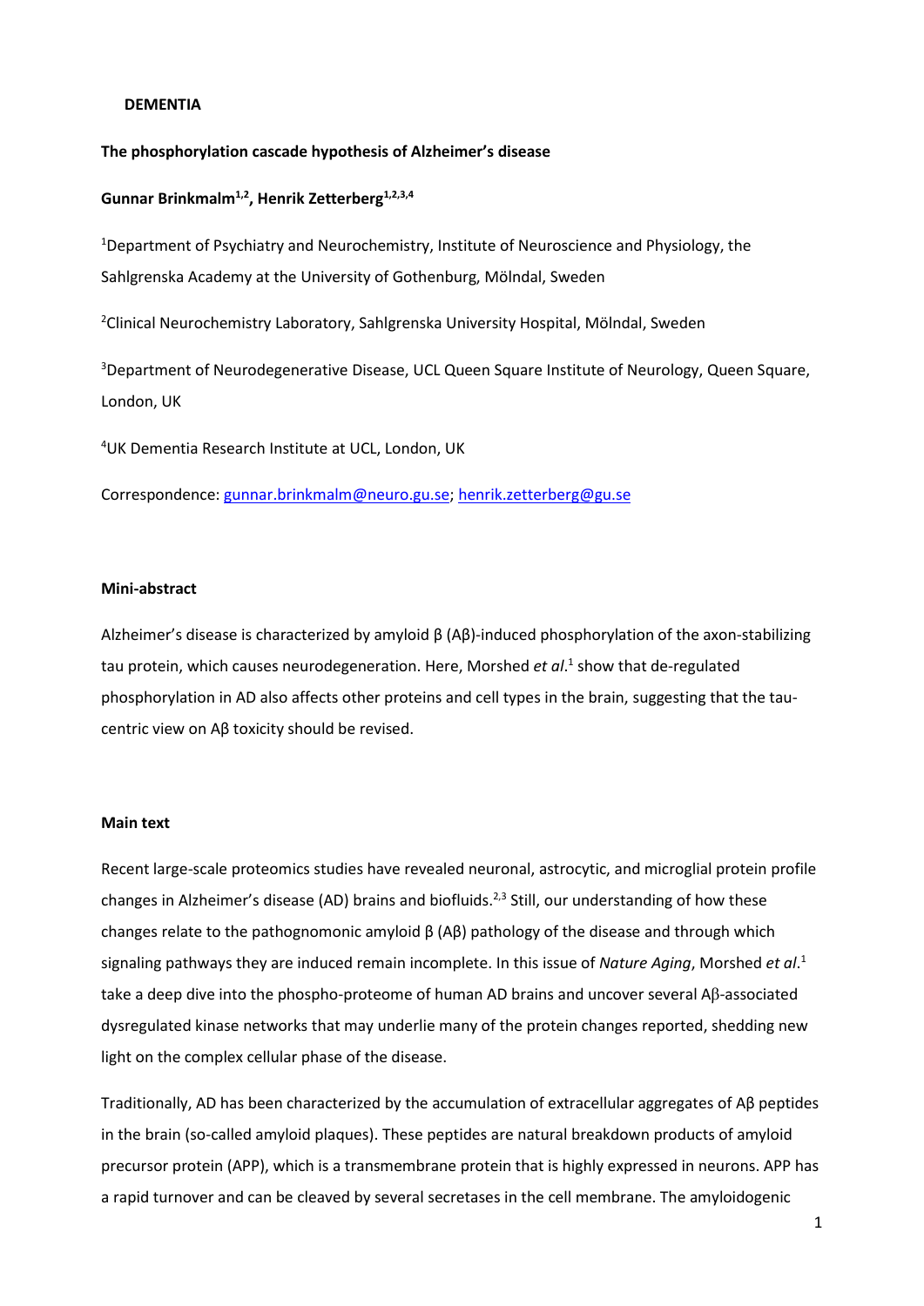**DEMENTIA**

# The phosphorylation cascade hypothesis of Alzheimer's disease

**Gunnar Brinkmalm[1,2], Henrik Zetterberg[1,2,3,4]**

[1]Department of Psychiatry and Neurochemistry, Institute of Neuroscience and Physiology, the Sahlgrenska Academy at the University of Gothenburg, Mölndal, Sweden

[2]Clinical Neurochemistry Laboratory, Sahlgrenska University Hospital, Mölndal, Sweden

[3]Department of Neurodegenerative Disease, UCL Queen Square Institute of Neurology, Queen Square, London, UK

[4]UK Dementia Research Institute at UCL, London, UK

Correspondence: gunnar.brinkmalm@neuro.gu.se; henrik.zetterberg@gu.se

## Mini-abstract

Alzheimer's disease is characterized by amyloid β (Aβ)-induced phosphorylation of the axon-stabilizing tau protein, which causes neurodegeneration. Here, Morshed *et al*.[1] show that de-regulated phosphorylation in AD also affects other proteins and cell types in the brain, suggesting that the tau-centric view on Aβ toxicity should be revised.

## Main text

Recent large-scale proteomics studies have revealed neuronal, astrocytic, and microglial protein profile changes in Alzheimer's disease (AD) brains and biofluids.[2,3] Still, our understanding of how these changes relate to the pathognomonic amyloid β (Aβ) pathology of the disease and through which signaling pathways they are induced remain incomplete. In this issue of *Nature Aging*, Morshed *et al*.[1] take a deep dive into the phospho-proteome of human AD brains and uncover several Aβ-associated dysregulated kinase networks that may underlie many of the protein changes reported, shedding new light on the complex cellular phase of the disease.

Traditionally, AD has been characterized by the accumulation of extracellular aggregates of Aβ peptides in the brain (so-called amyloid plaques). These peptides are natural breakdown products of amyloid precursor protein (APP), which is a transmembrane protein that is highly expressed in neurons. APP has a rapid turnover and can be cleaved by several secretases in the cell membrane. The amyloidogenic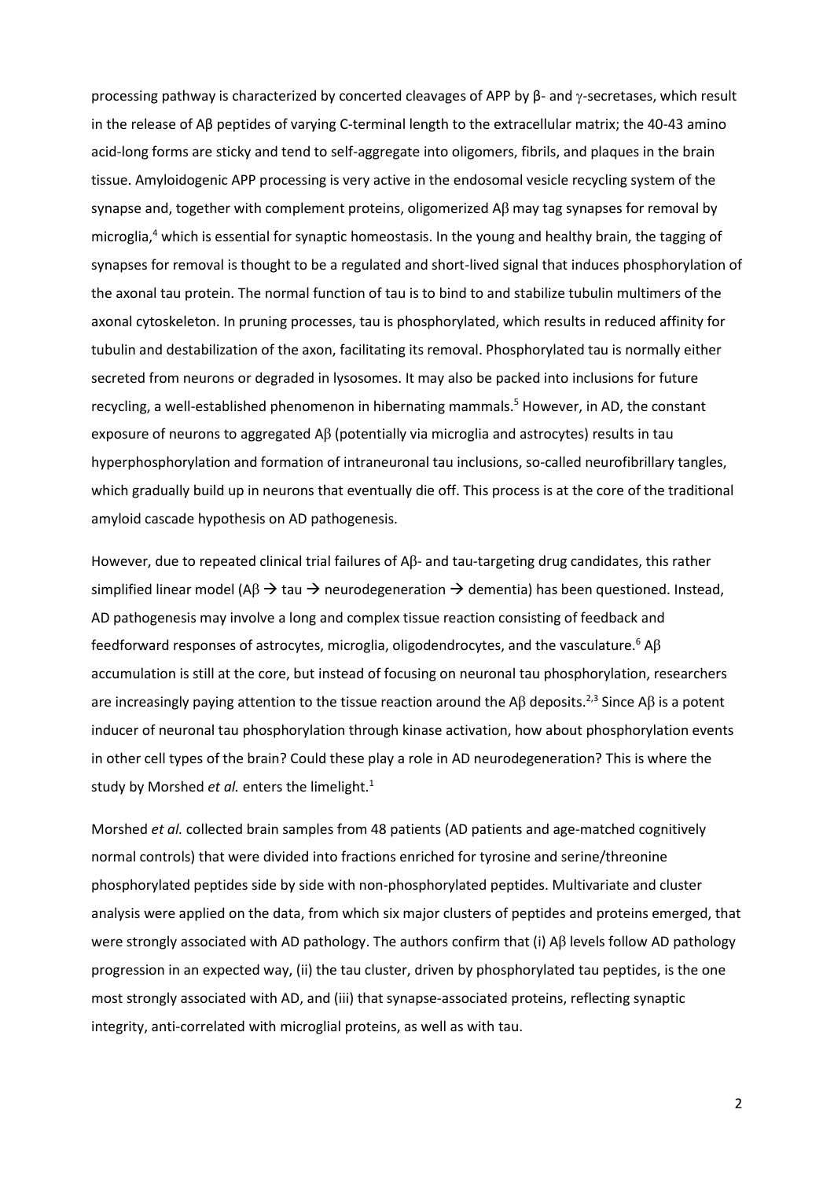processing pathway is characterized by concerted cleavages of APP by β- and γ-secretases, which result in the release of Aβ peptides of varying C-terminal length to the extracellular matrix; the 40-43 amino acid-long forms are sticky and tend to self-aggregate into oligomers, fibrils, and plaques in the brain tissue. Amyloidogenic APP processing is very active in the endosomal vesicle recycling system of the synapse and, together with complement proteins, oligomerized Aβ may tag synapses for removal by microglia,[4] which is essential for synaptic homeostasis. In the young and healthy brain, the tagging of synapses for removal is thought to be a regulated and short-lived signal that induces phosphorylation of the axonal tau protein. The normal function of tau is to bind to and stabilize tubulin multimers of the axonal cytoskeleton. In pruning processes, tau is phosphorylated, which results in reduced affinity for tubulin and destabilization of the axon, facilitating its removal. Phosphorylated tau is normally either secreted from neurons or degraded in lysosomes. It may also be packed into inclusions for future recycling, a well-established phenomenon in hibernating mammals.[5] However, in AD, the constant exposure of neurons to aggregated Aβ (potentially via microglia and astrocytes) results in tau hyperphosphorylation and formation of intraneuronal tau inclusions, so-called neurofibrillary tangles, which gradually build up in neurons that eventually die off. This process is at the core of the traditional amyloid cascade hypothesis on AD pathogenesis.

However, due to repeated clinical trial failures of Aβ- and tau-targeting drug candidates, this rather simplified linear model (Aβ → tau → neurodegeneration → dementia) has been questioned. Instead, AD pathogenesis may involve a long and complex tissue reaction consisting of feedback and feedforward responses of astrocytes, microglia, oligodendrocytes, and the vasculature.[6] Aβ accumulation is still at the core, but instead of focusing on neuronal tau phosphorylation, researchers are increasingly paying attention to the tissue reaction around the Aβ deposits.[2,3] Since Aβ is a potent inducer of neuronal tau phosphorylation through kinase activation, how about phosphorylation events in other cell types of the brain? Could these play a role in AD neurodegeneration? This is where the study by Morshed *et al.* enters the limelight.[1]

Morshed *et al.* collected brain samples from 48 patients (AD patients and age-matched cognitively normal controls) that were divided into fractions enriched for tyrosine and serine/threonine phosphorylated peptides side by side with non-phosphorylated peptides. Multivariate and cluster analysis were applied on the data, from which six major clusters of peptides and proteins emerged, that were strongly associated with AD pathology. The authors confirm that (i) Aβ levels follow AD pathology progression in an expected way, (ii) the tau cluster, driven by phosphorylated tau peptides, is the one most strongly associated with AD, and (iii) that synapse-associated proteins, reflecting synaptic integrity, anti-correlated with microglial proteins, as well as with tau.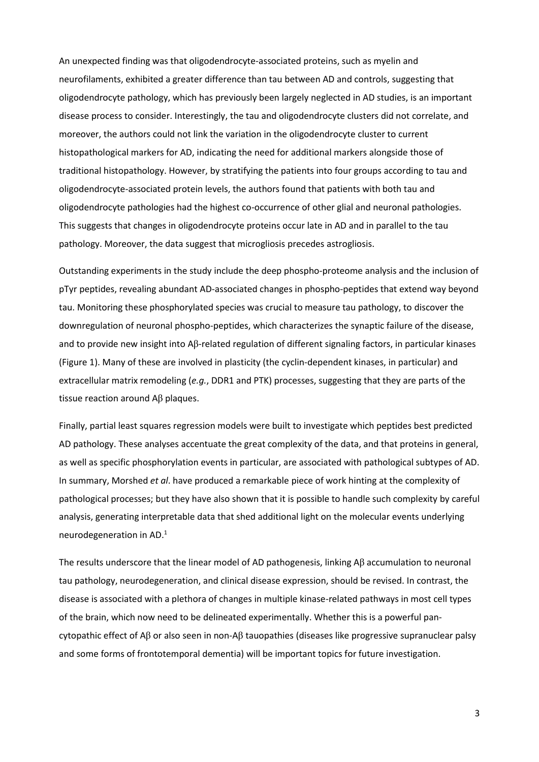An unexpected finding was that oligodendrocyte-associated proteins, such as myelin and neurofilaments, exhibited a greater difference than tau between AD and controls, suggesting that oligodendrocyte pathology, which has previously been largely neglected in AD studies, is an important disease process to consider. Interestingly, the tau and oligodendrocyte clusters did not correlate, and moreover, the authors could not link the variation in the oligodendrocyte cluster to current histopathological markers for AD, indicating the need for additional markers alongside those of traditional histopathology. However, by stratifying the patients into four groups according to tau and oligodendrocyte-associated protein levels, the authors found that patients with both tau and oligodendrocyte pathologies had the highest co-occurrence of other glial and neuronal pathologies. This suggests that changes in oligodendrocyte proteins occur late in AD and in parallel to the tau pathology. Moreover, the data suggest that microgliosis precedes astrogliosis.

Outstanding experiments in the study include the deep phospho-proteome analysis and the inclusion of pTyr peptides, revealing abundant AD-associated changes in phospho-peptides that extend way beyond tau. Monitoring these phosphorylated species was crucial to measure tau pathology, to discover the downregulation of neuronal phospho-peptides, which characterizes the synaptic failure of the disease, and to provide new insight into Aβ-related regulation of different signaling factors, in particular kinases (Figure 1). Many of these are involved in plasticity (the cyclin-dependent kinases, in particular) and extracellular matrix remodeling (*e.g.*, DDR1 and PTK) processes, suggesting that they are parts of the tissue reaction around Aβ plaques.

Finally, partial least squares regression models were built to investigate which peptides best predicted AD pathology. These analyses accentuate the great complexity of the data, and that proteins in general, as well as specific phosphorylation events in particular, are associated with pathological subtypes of AD. In summary, Morshed *et al*. have produced a remarkable piece of work hinting at the complexity of pathological processes; but they have also shown that it is possible to handle such complexity by careful analysis, generating interpretable data that shed additional light on the molecular events underlying neurodegeneration in AD.[1]

The results underscore that the linear model of AD pathogenesis, linking Aβ accumulation to neuronal tau pathology, neurodegeneration, and clinical disease expression, should be revised. In contrast, the disease is associated with a plethora of changes in multiple kinase-related pathways in most cell types of the brain, which now need to be delineated experimentally. Whether this is a powerful pan-cytopathic effect of Aβ or also seen in non-Aβ tauopathies (diseases like progressive supranuclear palsy and some forms of frontotemporal dementia) will be important topics for future investigation.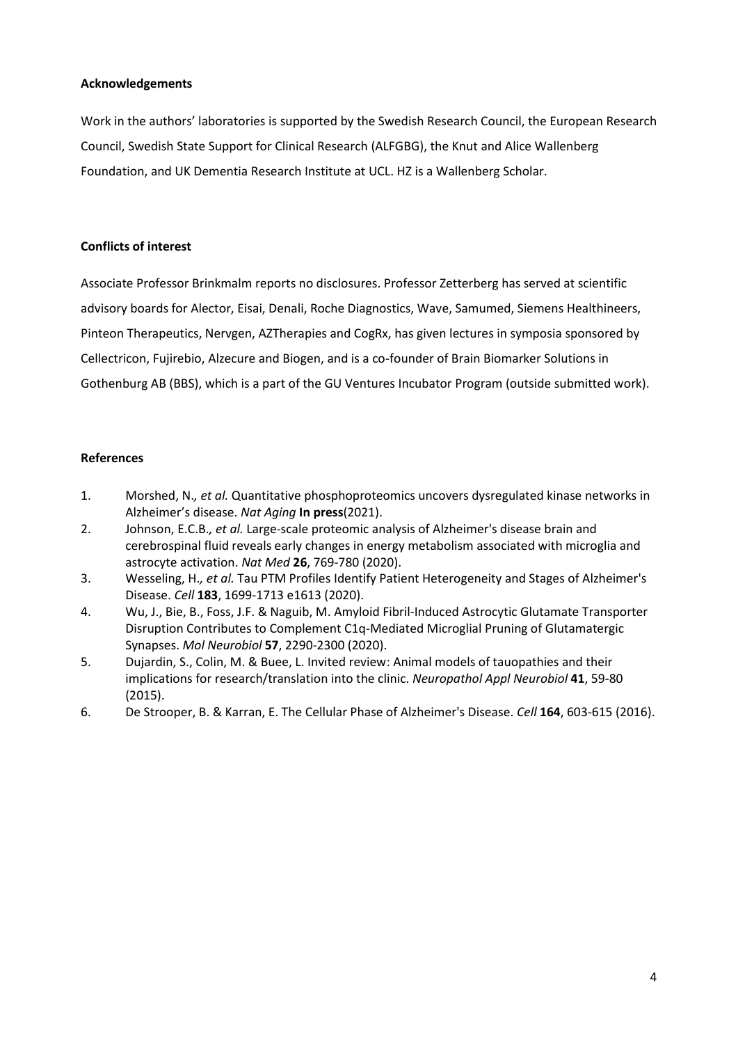**Acknowledgements**

Work in the authors' laboratories is supported by the Swedish Research Council, the European Research Council, Swedish State Support for Clinical Research (ALFGBG), the Knut and Alice Wallenberg Foundation, and UK Dementia Research Institute at UCL. HZ is a Wallenberg Scholar.

**Conflicts of interest**

Associate Professor Brinkmalm reports no disclosures. Professor Zetterberg has served at scientific advisory boards for Alector, Eisai, Denali, Roche Diagnostics, Wave, Samumed, Siemens Healthineers, Pinteon Therapeutics, Nervgen, AZTherapies and CogRx, has given lectures in symposia sponsored by Cellectricon, Fujirebio, Alzecure and Biogen, and is a co-founder of Brain Biomarker Solutions in Gothenburg AB (BBS), which is a part of the GU Ventures Incubator Program (outside submitted work).

**References**

1. Morshed, N.*, et al.* Quantitative phosphoproteomics uncovers dysregulated kinase networks in Alzheimer's disease. *Nat Aging* **In press**(2021).
2. Johnson, E.C.B.*, et al.* Large-scale proteomic analysis of Alzheimer's disease brain and cerebrospinal fluid reveals early changes in energy metabolism associated with microglia and astrocyte activation. *Nat Med* **26**, 769-780 (2020).
3. Wesseling, H.*, et al.* Tau PTM Profiles Identify Patient Heterogeneity and Stages of Alzheimer's Disease. *Cell* **183**, 1699-1713 e1613 (2020).
4. Wu, J., Bie, B., Foss, J.F. & Naguib, M. Amyloid Fibril-Induced Astrocytic Glutamate Transporter Disruption Contributes to Complement C1q-Mediated Microglial Pruning of Glutamatergic Synapses. *Mol Neurobiol* **57**, 2290-2300 (2020).
5. Dujardin, S., Colin, M. & Buee, L. Invited review: Animal models of tauopathies and their implications for research/translation into the clinic. *Neuropathol Appl Neurobiol* **41**, 59-80 (2015).
6. De Strooper, B. & Karran, E. The Cellular Phase of Alzheimer's Disease. *Cell* **164**, 603-615 (2016).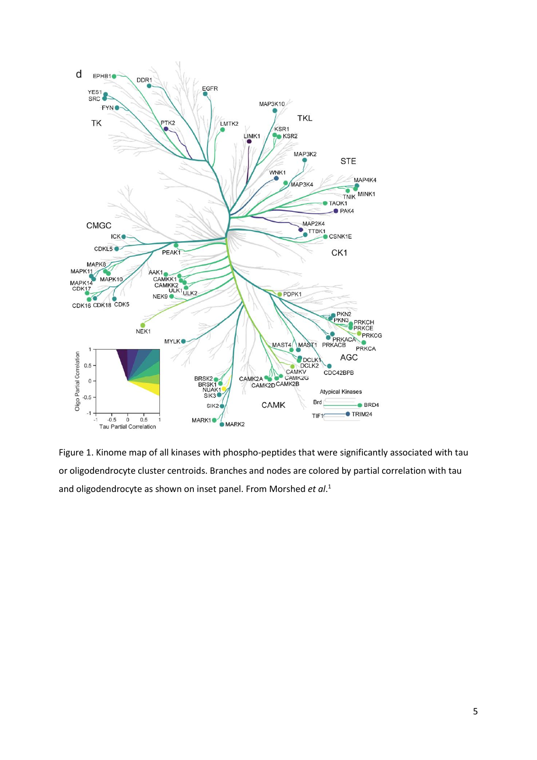d

EPHB1
DDR1
EGFR
YES1
SRC
FYN
TK
PTK2
LMTK2
MAP3K10
TKL
KSR1
KSR2
LIMK1
MAP3K2
STE
WNK1
MAP3K4
MAP4K4
TNIK
MINK1
TAOK1
PAK4
MAP2K4
TTBK1
CSNK1E
CK1
CMGC
ICK
CDKL5
PEAK1
MAPK8
MAPK11
MAPK10
MAPK14
CDK17
CDK16
CDK18
CDK5
AAK1
CAMKK1
CAMKK2
ULK1
ULK2
NEK9
PDPK1
NEK1
PKN2
PKN3
PRKCH
PRKCE
PRKCG
PRKACA
PRKACB
PRKCA
MYLK
MAST4
MAST1
AGC
DCLK1
DCLK2
CAMKV
CDC42BPB
BRSK2
BRSK1
NUAK1
SIK3
CAMK2A
CAMK2G
CAMK2D
CAMK2B
Atypical Kinases
Brd
BRD4
CAMK
SIK2
TIF1
TRIM24
MARK1
MARK2

Oligo Partial Correlation
1
0.5
0
-0.5
-1
-1
-0.5
0
0.5
1
Tau Partial Correlation

Figure 1. Kinome map of all kinases with phospho-peptides that were significantly associated with tau or oligodendrocyte cluster centroids. Branches and nodes are colored by partial correlation with tau and oligodendrocyte as shown on inset panel. From Morshed *et al*.[1]